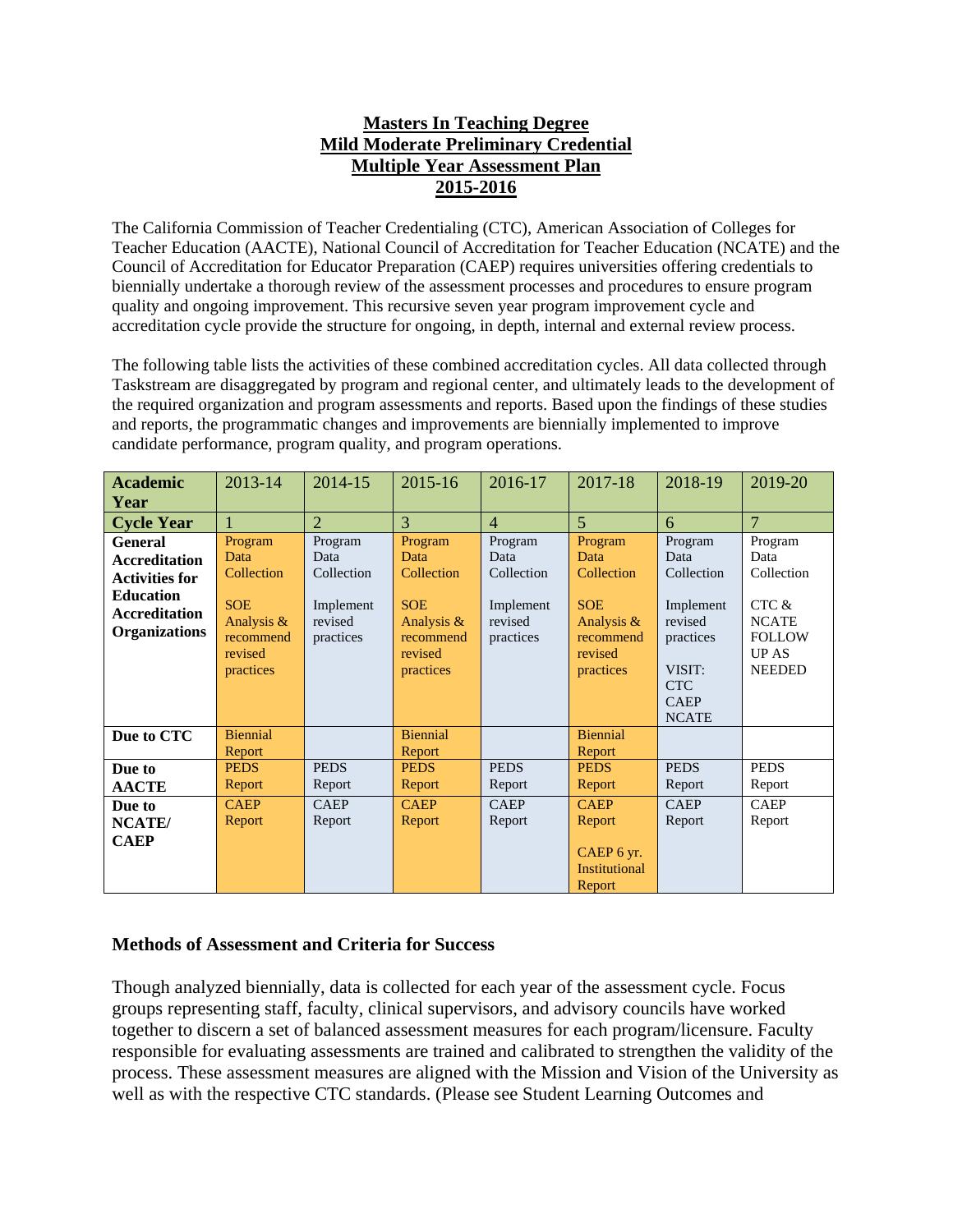# Masters In Teaching Degree
# Mild Moderate Preliminary Credential
# Multiple Year Assessment Plan
# 2015-2016

The California Commission of Teacher Credentialing (CTC), American Association of Colleges for Teacher Education (AACTE), National Council of Accreditation for Teacher Education (NCATE) and the Council of Accreditation for Educator Preparation (CAEP) requires universities offering credentials to biennially undertake a thorough review of the assessment processes and procedures to ensure program quality and ongoing improvement. This recursive seven year program improvement cycle and accreditation cycle provide the structure for ongoing, in depth, internal and external review process.

The following table lists the activities of these combined accreditation cycles. All data collected through Taskstream are disaggregated by program and regional center, and ultimately leads to the development of the required organization and program assessments and reports. Based upon the findings of these studies and reports, the programmatic changes and improvements are biennially implemented to improve candidate performance, program quality, and program operations.

| **Academic Year** | 2013-14 | 2014-15 | 2015-16 | 2016-17 | 2017-18 | 2018-19 | 2019-20 |
|---|---|---|---|---|---|---|---|
| **Cycle Year** | 1 | 2 | 3 | 4 | 5 | 6 | 7 |
| **General Accreditation Activities for Education Accreditation Organizations** | Program Data Collection<br><br>SOE Analysis & recommend revised practices | Program Data Collection<br><br>Implement revised practices | Program Data Collection<br><br>SOE Analysis & recommend revised practices | Program Data Collection<br><br>Implement revised practices | Program Data Collection<br><br>SOE Analysis & recommend revised practices | Program Data Collection<br><br>Implement revised practices<br><br>VISIT: CTC CAEP NCATE | Program Data Collection<br><br>CTC & NCATE FOLLOW UP AS NEEDED |
| **Due to CTC** | Biennial Report | | Biennial Report | | Biennial Report | | |
| **Due to AACTE** | PEDS Report | PEDS Report | PEDS Report | PEDS Report | PEDS Report | PEDS Report | PEDS Report |
| **Due to NCATE/ CAEP** | CAEP Report | CAEP Report | CAEP Report | CAEP Report | CAEP Report<br><br>CAEP 6 yr. Institutional Report | CAEP Report | CAEP Report |

### Methods of Assessment and Criteria for Success

Though analyzed biennially, data is collected for each year of the assessment cycle. Focus groups representing staff, faculty, clinical supervisors, and advisory councils have worked together to discern a set of balanced assessment measures for each program/licensure. Faculty responsible for evaluating assessments are trained and calibrated to strengthen the validity of the process. These assessment measures are aligned with the Mission and Vision of the University as well as with the respective CTC standards. (Please see Student Learning Outcomes and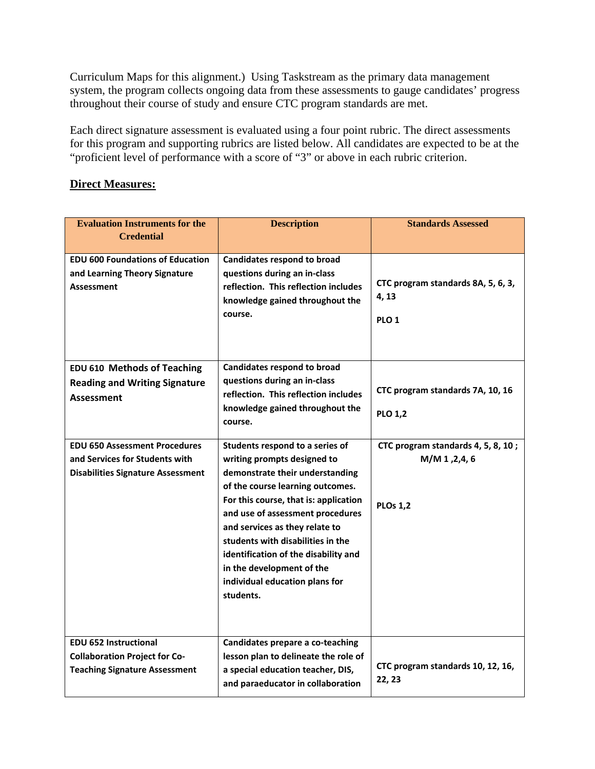Curriculum Maps for this alignment.) Using Taskstream as the primary data management system, the program collects ongoing data from these assessments to gauge candidates' progress throughout their course of study and ensure CTC program standards are met.

Each direct signature assessment is evaluated using a four point rubric. The direct assessments for this program and supporting rubrics are listed below. All candidates are expected to be at the "proficient level of performance with a score of "3" or above in each rubric criterion.

**Direct Measures:**

| Evaluation Instruments for the Credential | Description | Standards Assessed |
|---|---|---|
| **EDU 600 Foundations of Education and Learning Theory Signature Assessment** | **Candidates respond to broad questions during an in-class reflection. This reflection includes knowledge gained throughout the course.** | **CTC program standards 8A, 5, 6, 3, 4, 13**<br><br>**PLO 1** |
| **EDU 610 Methods of Teaching Reading and Writing Signature Assessment** | **Candidates respond to broad questions during an in-class reflection. This reflection includes knowledge gained throughout the course.** | **CTC program standards 7A, 10, 16**<br><br>**PLO 1,2** |
| **EDU 650 Assessment Procedures and Services for Students with Disabilities Signature Assessment** | **Students respond to a series of writing prompts designed to demonstrate their understanding of the course learning outcomes. For this course, that is: application and use of assessment procedures and services as they relate to students with disabilities in the identification of the disability and in the development of the individual education plans for students.** | **CTC program standards 4, 5, 8, 10 ; M/M 1 ,2,4, 6**<br><br>**PLOs 1,2** |
| **EDU 652 Instructional Collaboration Project for Co-Teaching Signature Assessment** | **Candidates prepare a co-teaching lesson plan to delineate the role of a special education teacher, DIS, and paraeducator in collaboration** | **CTC program standards 10, 12, 16, 22, 23** |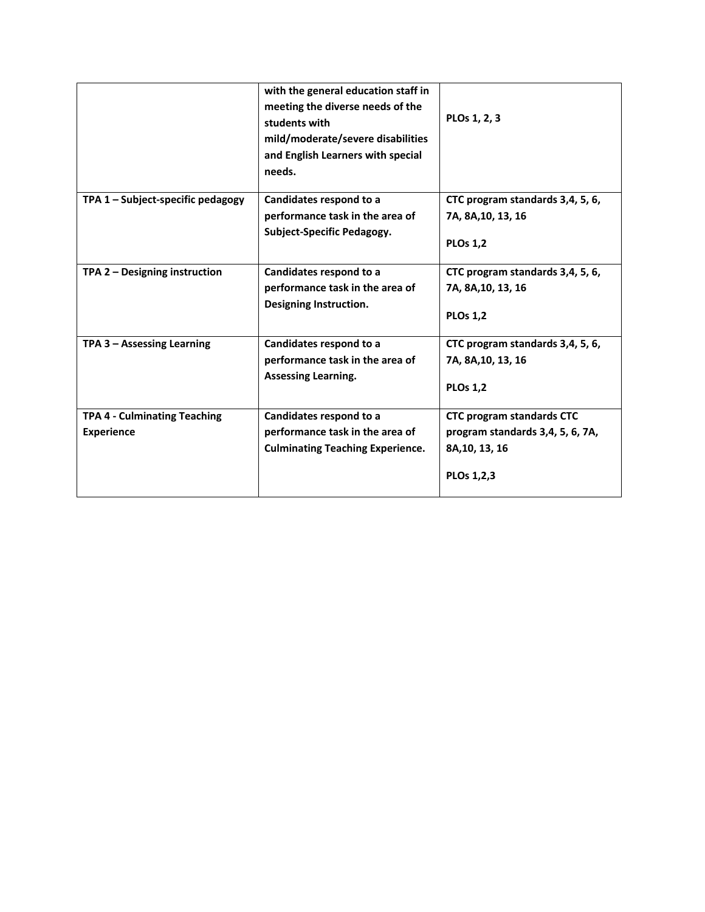| | | |
|---|---|---|
| | **with the general education staff in meeting the diverse needs of the students with mild/moderate/severe disabilities and English Learners with special needs.** | **PLOs 1, 2, 3** |
| **TPA 1 – Subject-specific pedagogy** | **Candidates respond to a performance task in the area of Subject-Specific Pedagogy.** | **CTC program standards 3,4, 5, 6, 7A, 8A,10, 13, 16**<br><br>**PLOs 1,2** |
| **TPA 2 – Designing instruction** | **Candidates respond to a performance task in the area of Designing Instruction.** | **CTC program standards 3,4, 5, 6, 7A, 8A,10, 13, 16**<br><br>**PLOs 1,2** |
| **TPA 3 – Assessing Learning** | **Candidates respond to a performance task in the area of Assessing Learning.** | **CTC program standards 3,4, 5, 6, 7A, 8A,10, 13, 16**<br><br>**PLOs 1,2** |
| **TPA 4 - Culminating Teaching Experience** | **Candidates respond to a performance task in the area of Culminating Teaching Experience.** | **CTC program standards CTC program standards 3,4, 5, 6, 7A, 8A,10, 13, 16**<br><br>**PLOs 1,2,3** |